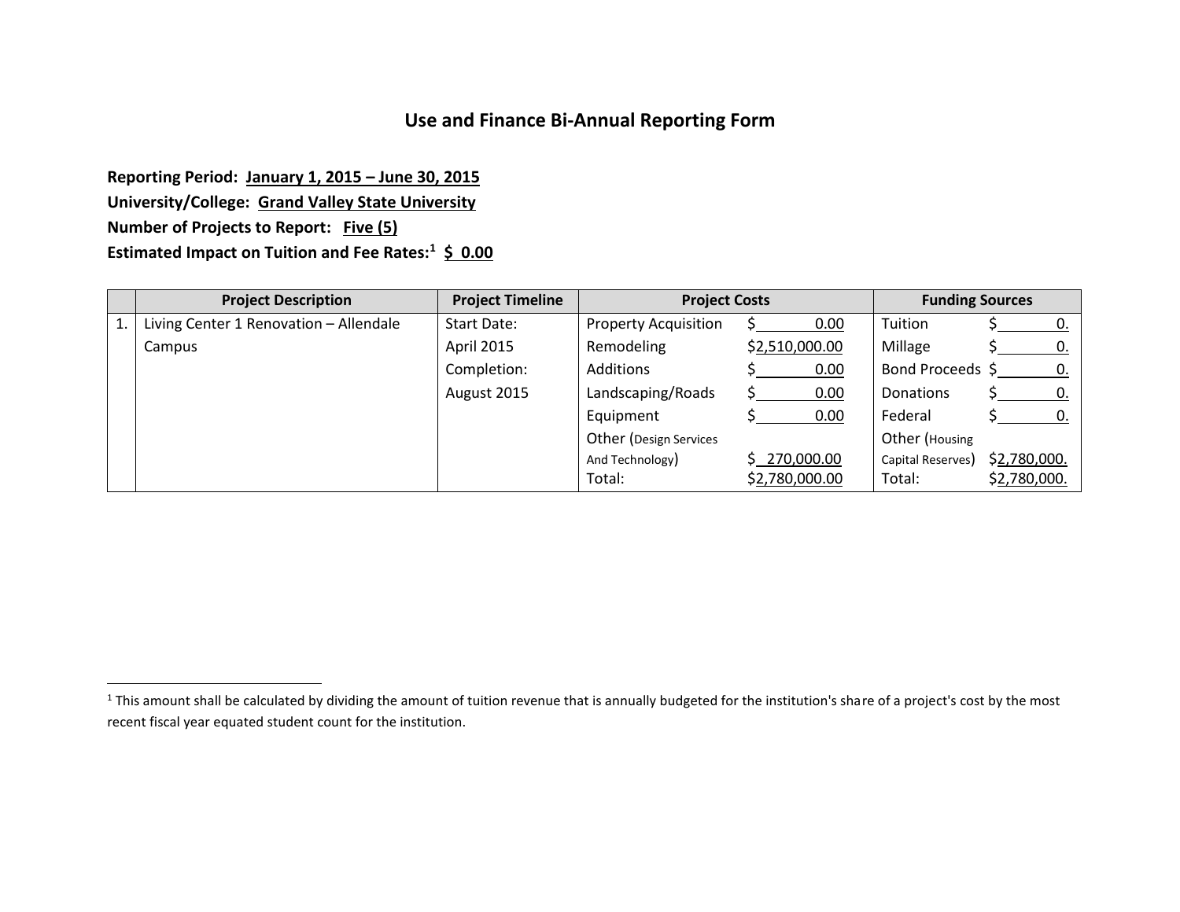# Use and Finance Bi-Annual Reporting Form

**Reporting Period:** **January 1, 2015 – June 30, 2015**
**University/College:** **Grand Valley State University**
**Number of Projects to Report:** **Five (5)**
**Estimated Impact on Tuition and Fee Rates:**[1] **$ 0.00**

| | Project Description | Project Timeline | Project Costs | | Funding Sources | |
|---|---|---|---|---|---|---|
| 1. | Living Center 1 Renovation – Allendale Campus | Start Date: April 2015 | Property Acquisition | $ 0.00 | Tuition | $ 0. |
| | | Completion: August 2015 | Remodeling | $2,510,000.00 | Millage | $ 0. |
| | | | Additions | $ 0.00 | Bond Proceeds | $ 0. |
| | | | Landscaping/Roads | $ 0.00 | Donations | $ 0. |
| | | | Equipment | $ 0.00 | Federal | $ 0. |
| | | | Other (Design Services And Technology) | $ 270,000.00 | Other (Housing Capital Reserves) | $2,780,000. |
| | | | Total: | $2,780,000.00 | Total: | $2,780,000. |

[1] This amount shall be calculated by dividing the amount of tuition revenue that is annually budgeted for the institution's share of a project's cost by the most recent fiscal year equated student count for the institution.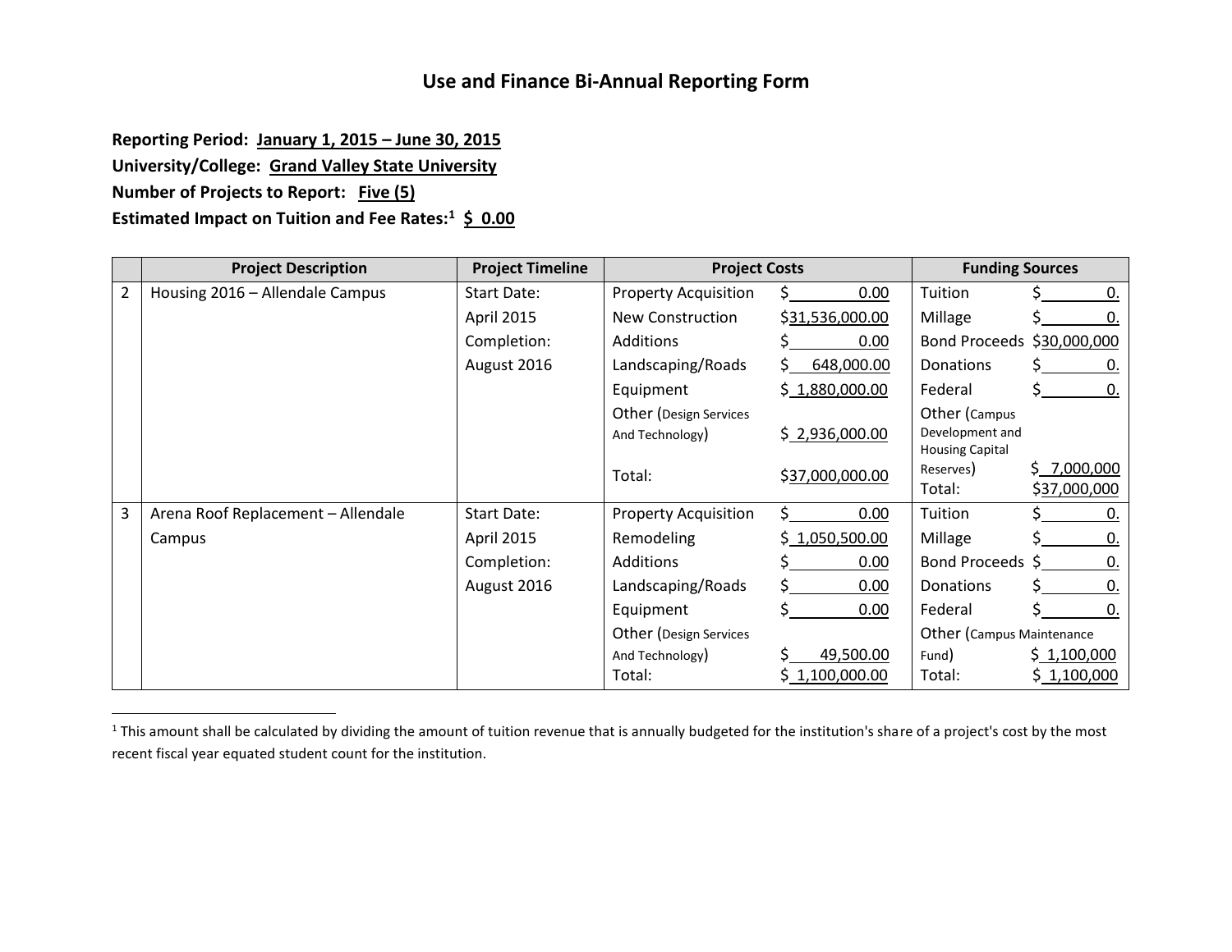## Use and Finance Bi-Annual Reporting Form

**Reporting Period: January 1, 2015 – June 30, 2015**
**University/College: Grand Valley State University**
**Number of Projects to Report: Five (5)**
**Estimated Impact on Tuition and Fee Rates:[1] $ 0.00**

| | Project Description | Project Timeline | Project Costs | | Funding Sources | |
|---|---|---|---|---|---|---|
| 2 | Housing 2016 – Allendale Campus | Start Date: April 2015 Completion: August 2016 | Property Acquisition | $ 0.00 | Tuition | $ 0. |
| | | | New Construction | $31,536,000.00 | Millage | $ 0. |
| | | | Additions | $ 0.00 | Bond Proceeds | $30,000,000 |
| | | | Landscaping/Roads | $ 648,000.00 | Donations | $ 0. |
| | | | Equipment | $ 1,880,000.00 | Federal | $ 0. |
| | | | Other (Design Services And Technology) | $ 2,936,000.00 | Other (Campus Development and Housing Capital Reserves) | $ 7,000,000 |
| | | | Total: | $37,000,000.00 | Total: | $37,000,000 |
| 3 | Arena Roof Replacement – Allendale Campus | Start Date: April 2015 Completion: August 2016 | Property Acquisition | $ 0.00 | Tuition | $ 0. |
| | | | Remodeling | $ 1,050,500.00 | Millage | $ 0. |
| | | | Additions | $ 0.00 | Bond Proceeds | $ 0. |
| | | | Landscaping/Roads | $ 0.00 | Donations | $ 0. |
| | | | Equipment | $ 0.00 | Federal | $ 0. |
| | | | Other (Design Services And Technology) | $ 49,500.00 | Other (Campus Maintenance Fund) | $ 1,100,000 |
| | | | Total: | $ 1,100,000.00 | Total: | $ 1,100,000 |

[1] This amount shall be calculated by dividing the amount of tuition revenue that is annually budgeted for the institution's share of a project's cost by the most recent fiscal year equated student count for the institution.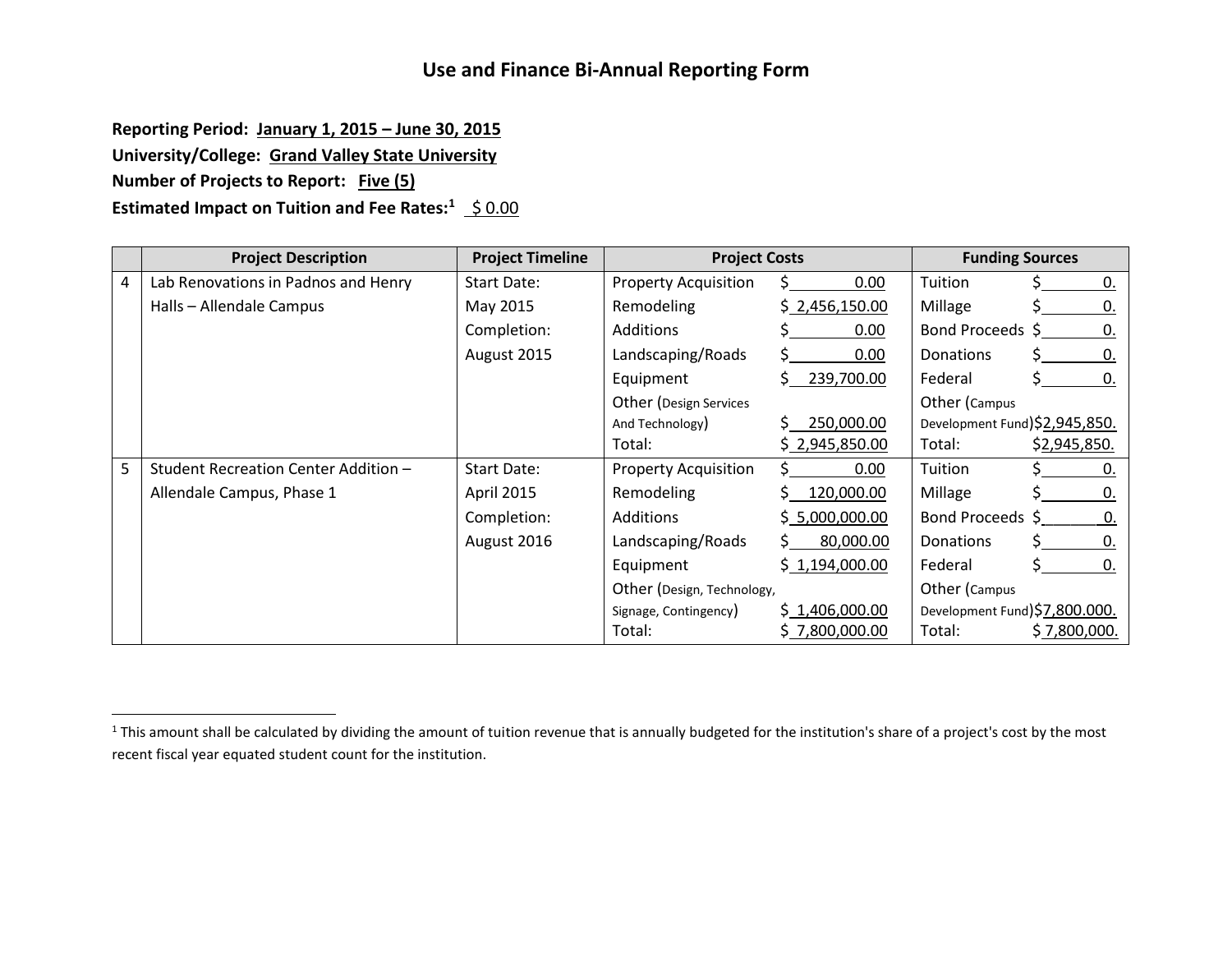# Use and Finance Bi-Annual Reporting Form

**Reporting Period:** January 1, 2015 – June 30, 2015
**University/College:** Grand Valley State University
**Number of Projects to Report:** Five (5)
**Estimated Impact on Tuition and Fee Rates:**[1] $ 0.00

| | Project Description | Project Timeline | Project Costs | | Funding Sources | |
|---|---|---|---|---|---|---|
| 4 | Lab Renovations in Padnos and Henry Halls – Allendale Campus | Start Date: | Property Acquisition | $ 0.00 | Tuition | $ 0. |
| | | May 2015 | Remodeling | $ 2,456,150.00 | Millage | $ 0. |
| | | Completion: | Additions | $ 0.00 | Bond Proceeds | $ 0. |
| | | August 2015 | Landscaping/Roads | $ 0.00 | Donations | $ 0. |
| | | | Equipment | $ 239,700.00 | Federal | $ 0. |
| | | | Other (Design Services And Technology) | $ 250,000.00 | Other (Campus Development Fund) | $2,945,850. |
| | | | Total: | $ 2,945,850.00 | Total: | $2,945,850. |
| 5 | Student Recreation Center Addition – Allendale Campus, Phase 1 | Start Date: | Property Acquisition | $ 0.00 | Tuition | $ 0. |
| | | April 2015 | Remodeling | $ 120,000.00 | Millage | $ 0. |
| | | Completion: | Additions | $ 5,000,000.00 | Bond Proceeds | $ 0. |
| | | August 2016 | Landscaping/Roads | $ 80,000.00 | Donations | $ 0. |
| | | | Equipment | $ 1,194,000.00 | Federal | $ 0. |
| | | | Other (Design, Technology, Signage, Contingency) | $ 1,406,000.00 | Other (Campus Development Fund) | $7,800.000. |
| | | | Total: | $ 7,800,000.00 | Total: | $ 7,800,000. |

[1] This amount shall be calculated by dividing the amount of tuition revenue that is annually budgeted for the institution's share of a project's cost by the most recent fiscal year equated student count for the institution.